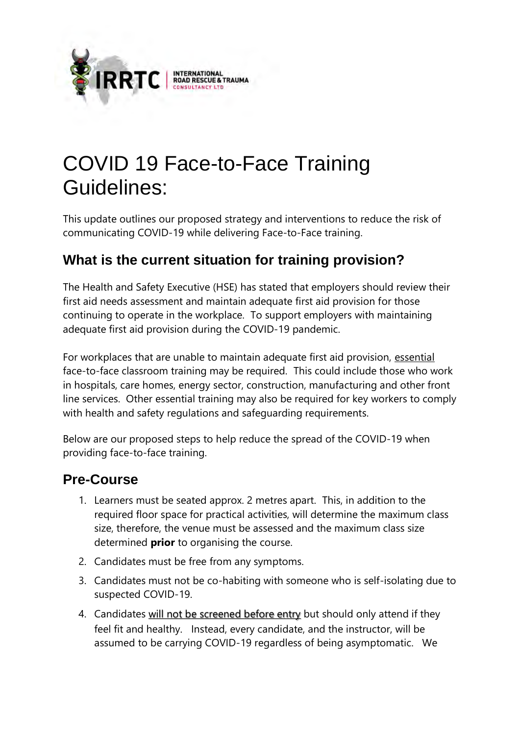# COVID 19 Face-to-Face Training Guidelines:

This update outlines our proposed strategy and interventions to reduce the risk of communicating COVID-19 while delivering Face-to-Face training.

## What is the current situation for training provision?

The Health and Safety Executive (HSE) has stated that employers should review their first aid needs assessment and maintain adequate first aid provision for those continuing to operate in the workplace. To support employers with maintaining adequate first aid provision during the COVID-19 pandemic.

For workplaces that are unable to maintain adequate first aid provision, essential face-to-face classroom training may be required. This could include those who work in hospitals, care homes, energy sector, construction, manufacturing and other front line services. Other essential training may also be required for key workers to comply with health and safety regulations and safeguarding requirements.

Below are our proposed steps to help reduce the spread of the COVID-19 when providing face-to-face training.

## Pre-Course

1. Learners must be seated approx. 2 metres apart. This, in addition to the required floor space for practical activities, will determine the maximum class size, therefore, the venue must be assessed and the maximum class size determined **prior** to organising the course.
2. Candidates must be free from any symptoms.
3. Candidates must not be co-habiting with someone who is self-isolating due to suspected COVID-19.
4. Candidates will not be screened before entry but should only attend if they feel fit and healthy. Instead, every candidate, and the instructor, will be assumed to be carrying COVID-19 regardless of being asymptomatic. We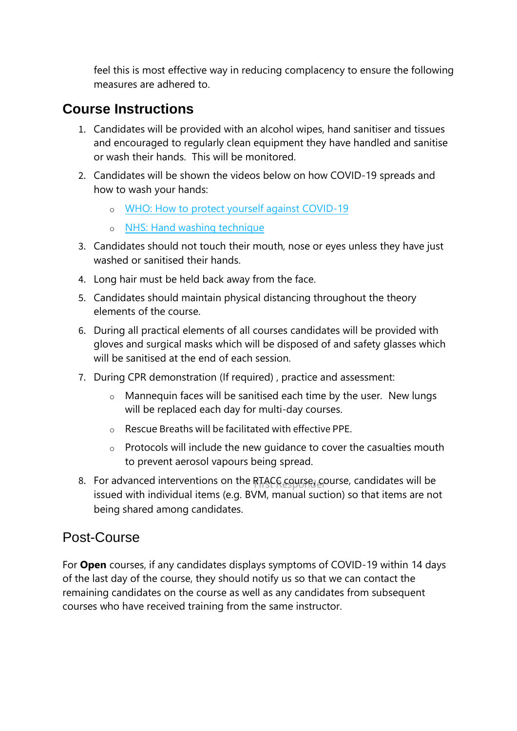feel this is most effective way in reducing complacency to ensure the following measures are adhered to.

## Course Instructions

1. Candidates will be provided with an alcohol wipes, hand sanitiser and tissues and encouraged to regularly clean equipment they have handled and sanitise or wash their hands. This will be monitored.
2. Candidates will be shown the videos below on how COVID-19 spreads and how to wash your hands:
   - WHO: How to protect yourself against COVID-19
   - NHS: Hand washing technique
3. Candidates should not touch their mouth, nose or eyes unless they have just washed or sanitised their hands.
4. Long hair must be held back away from the face.
5. Candidates should maintain physical distancing throughout the theory elements of the course.
6. During all practical elements of all courses candidates will be provided with gloves and surgical masks which will be disposed of and safety glasses which will be sanitised at the end of each session.
7. During CPR demonstration (If required) , practice and assessment:
   - Mannequin faces will be sanitised each time by the user. New lungs will be replaced each day for multi-day courses.
   - Rescue Breaths will be facilitated with effective PPE.
   - Protocols will include the new guidance to cover the casualties mouth to prevent aerosol vapours being spread.
8. For advanced interventions on the RTACC course, First Responder course, candidates will be issued with individual items (e.g. BVM, manual suction) so that items are not being shared among candidates.

## Post-Course

For **Open** courses, if any candidates displays symptoms of COVID-19 within 14 days of the last day of the course, they should notify us so that we can contact the remaining candidates on the course as well as any candidates from subsequent courses who have received training from the same instructor.